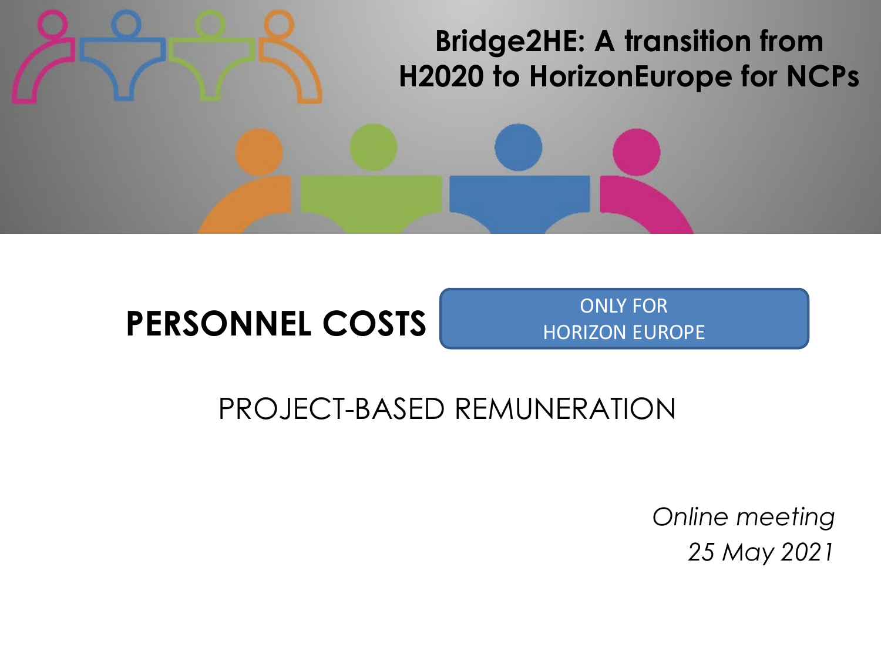# Bridge2HE: A transition from H2020 to HorizonEurope for NCPs

## PERSONNEL COSTS

ONLY FOR HORIZON EUROPE

PROJECT-BASED REMUNERATION

*Online meeting*
*25 May 2021*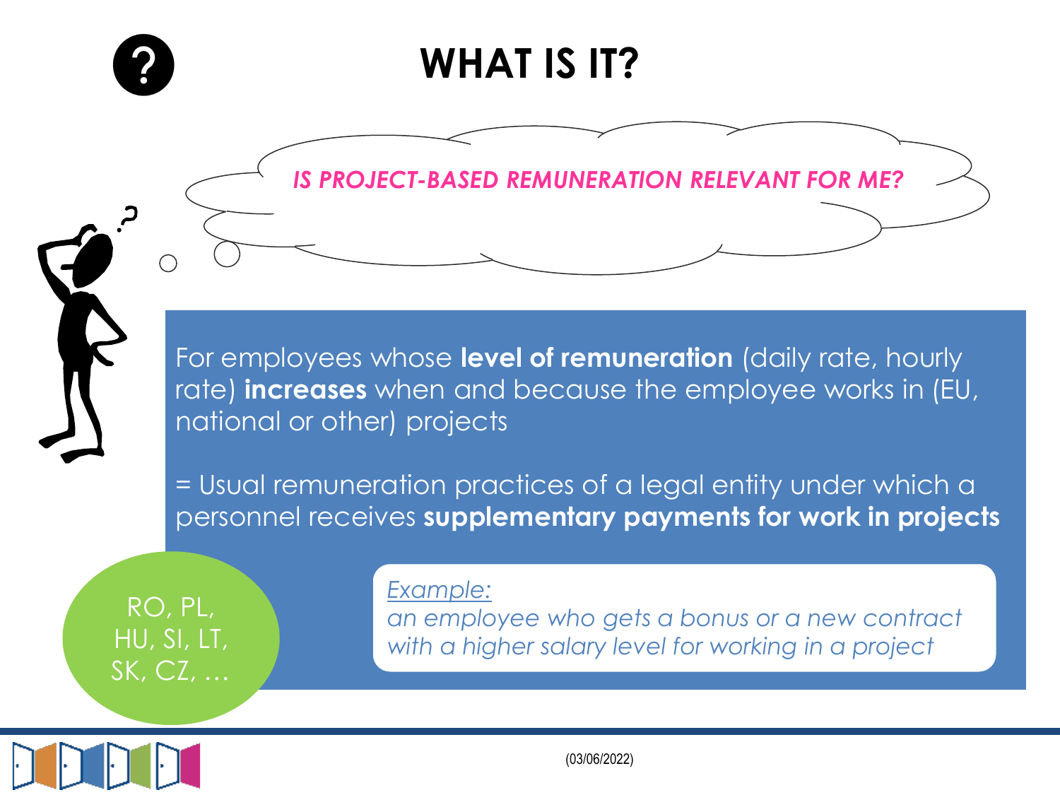# WHAT IS IT?

*IS PROJECT-BASED REMUNERATION RELEVANT FOR ME?*

For employees whose **level of remuneration** (daily rate, hourly rate) **increases** when and because the employee works in (EU, national or other) projects

= Usual remuneration practices of a legal entity under which a personnel receives **supplementary payments for work in projects**

RO, PL, HU, SI, LT, SK, CZ, …

*Example:*
*an employee who gets a bonus or a new contract with a higher salary level for working in a project*

(03/06/2022)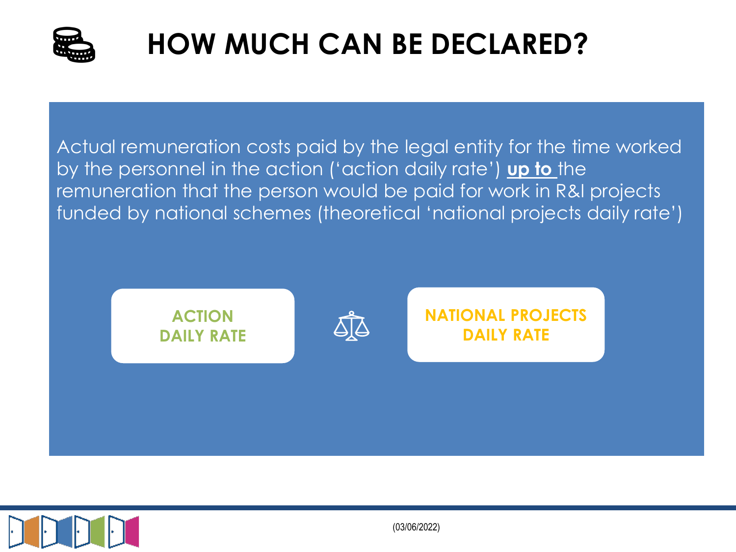# HOW MUCH CAN BE DECLARED?

Actual remuneration costs paid by the legal entity for the time worked by the personnel in the action ('action daily rate') **up to** the remuneration that the person would be paid for work in R&I projects funded by national schemes (theoretical 'national projects daily rate')

**ACTION DAILY RATE** ⚖ **NATIONAL PROJECTS DAILY RATE**

(03/06/2022)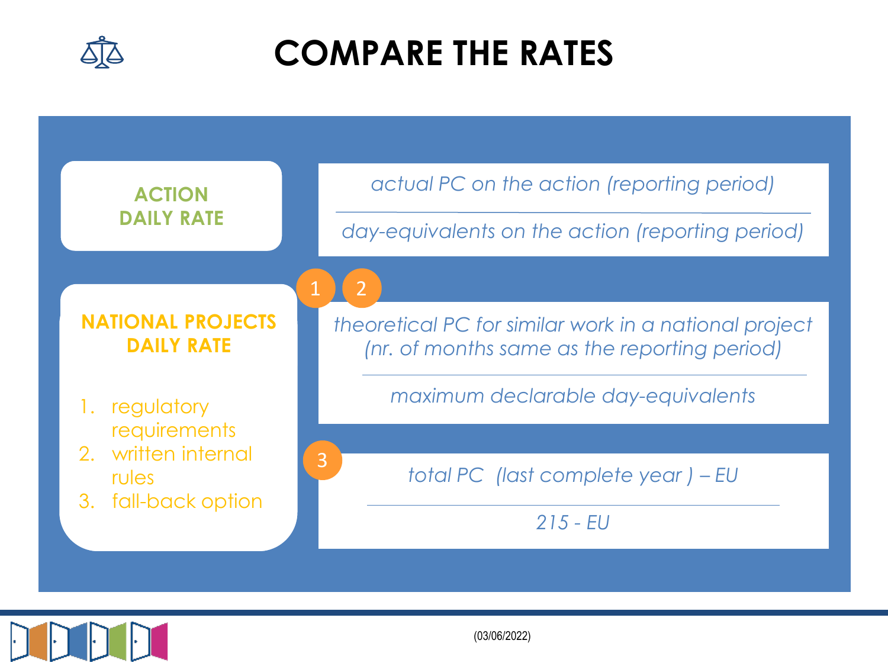# COMPARE THE RATES

**ACTION DAILY RATE**

$$\frac{\textit{actual PC on the action (reporting period)}}{\textit{day-equivalents on the action (reporting period)}}$$

**NATIONAL PROJECTS DAILY RATE**

1. regulatory requirements
2. written internal rules
3. fall-back option

1 2

$$\frac{\textit{theoretical PC for similar work in a national project (nr. of months same as the reporting period)}}{\textit{maximum declarable day-equivalents}}$$

3

$$\frac{\textit{total PC (last complete year) – EU}}{\textit{215 - EU}}$$

(03/06/2022)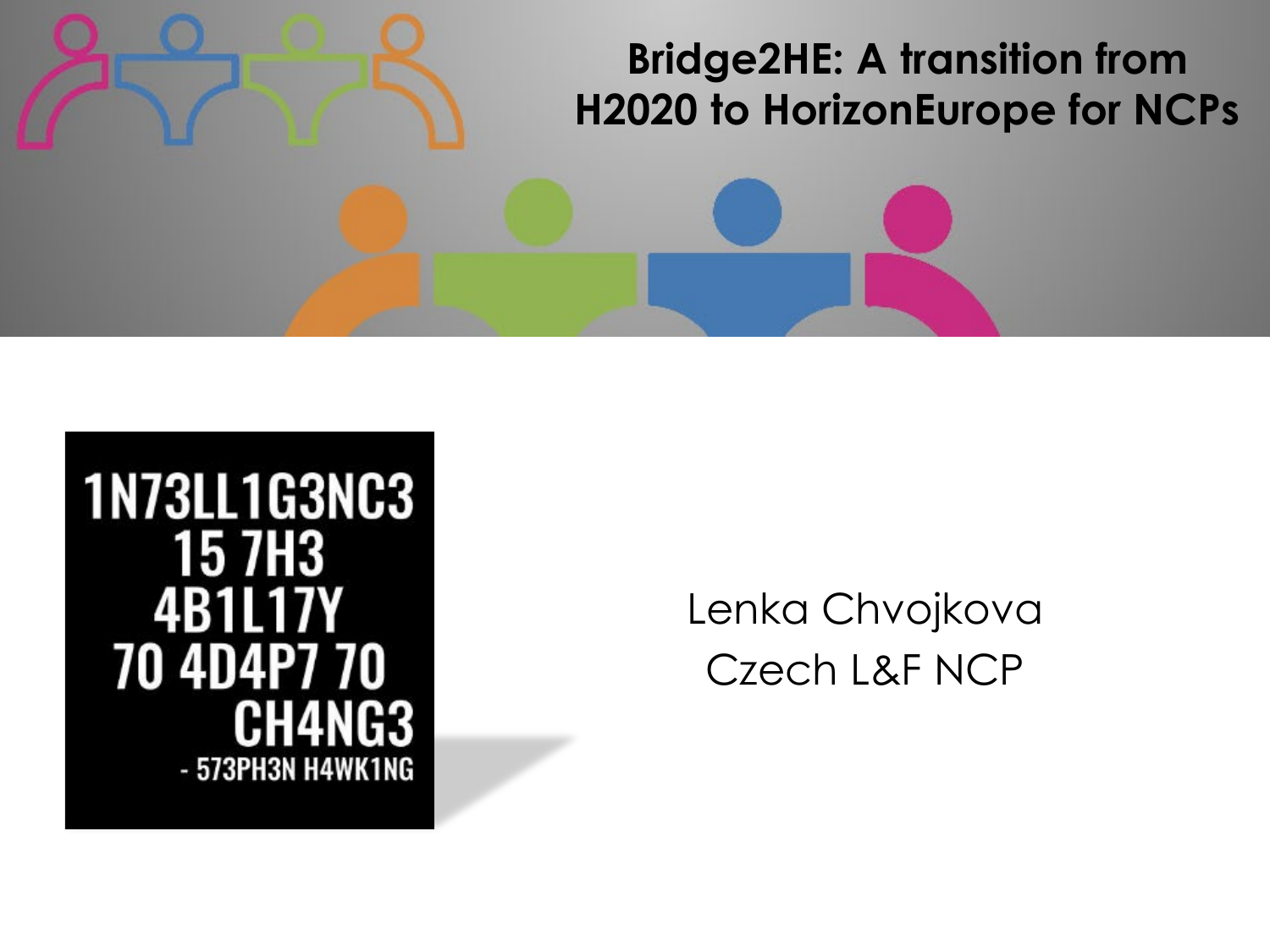# Bridge2HE: A transition from H2020 to HorizonEurope for NCPs

1N73LL1G3NC3
15 7H3
4B1L17Y
70 4D4P7 70
CH4NG3
- 573PH3N H4WK1NG

Lenka Chvojkova
Czech L&F NCP